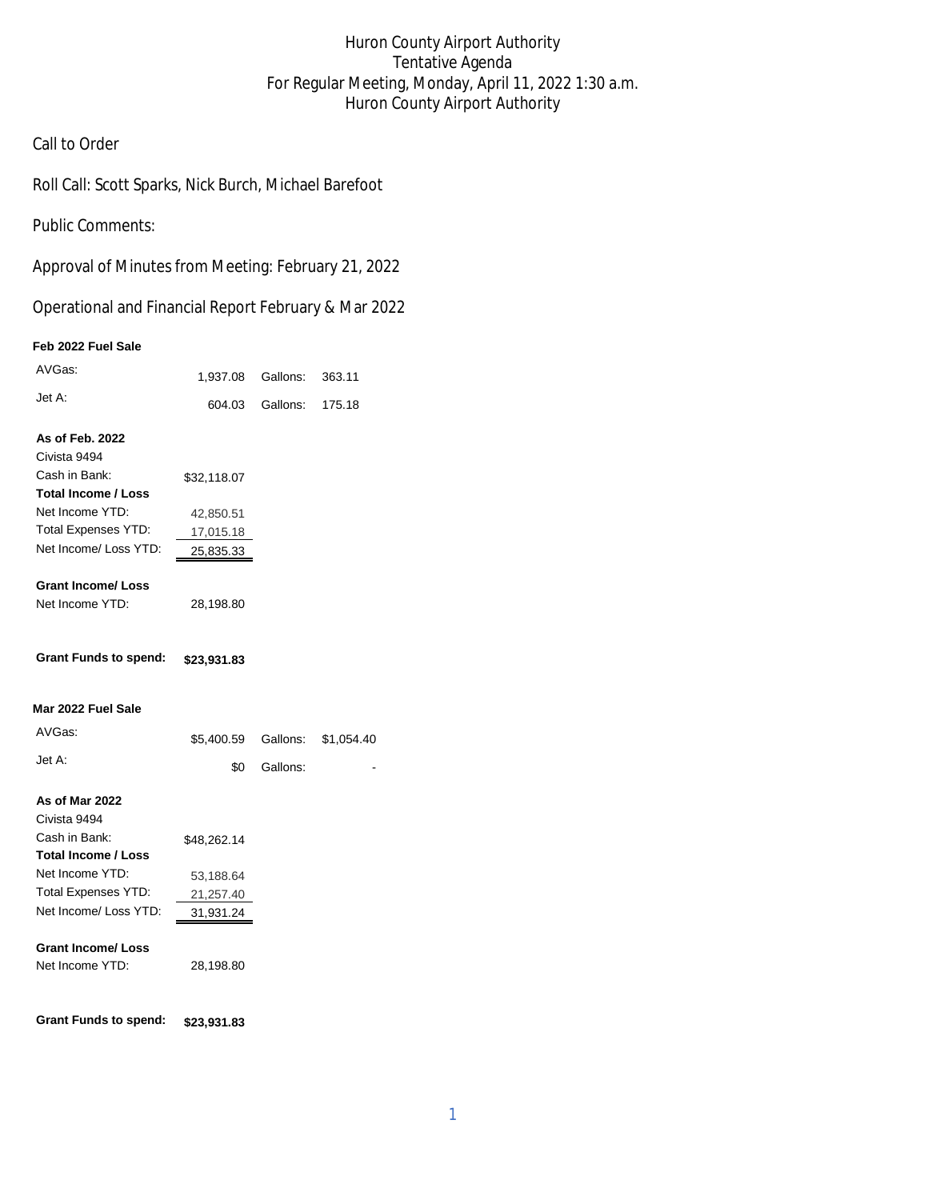# Huron County Airport Authority
## Tentative Agenda
## For Regular Meeting, Monday, April 11, 2022 1:30 a.m.
## Huron County Airport Authority

Call to Order

Roll Call: Scott Sparks, Nick Burch, Michael Barefoot

Public Comments:

Approval of Minutes from Meeting: February 21, 2022

Operational and Financial Report February & Mar 2022

**Feb 2022 Fuel Sale**

| | | | |
|---|---|---|---|
| AVGas: | 1,937.08 | Gallons: | 363.11 |
| Jet A: | 604.03 | Gallons: | 175.18 |

**As of Feb. 2022**

| | |
|---|---|
| Civista 9494 | |
| Cash in Bank: | $32,118.07 |
| **Total Income / Loss** | |
| Net Income YTD: | 42,850.51 |
| Total Expenses YTD: | 17,015.18 |
| Net Income/ Loss YTD: | 25,835.33 |
| **Grant Income/ Loss** | |
| Net Income YTD: | 28,198.80 |
| **Grant Funds to spend:** | **$23,931.83** |

**Mar 2022 Fuel Sale**

| | | | |
|---|---|---|---|
| AVGas: | $5,400.59 | Gallons: | $1,054.40 |
| Jet A: | $0 | Gallons: | - |

**As of Mar 2022**

| | |
|---|---|
| Civista 9494 | |
| Cash in Bank: | $48,262.14 |
| **Total Income / Loss** | |
| Net Income YTD: | 53,188.64 |
| Total Expenses YTD: | 21,257.40 |
| Net Income/ Loss YTD: | 31,931.24 |
| **Grant Income/ Loss** | |
| Net Income YTD: | 28,198.80 |
| **Grant Funds to spend:** | **$23,931.83** |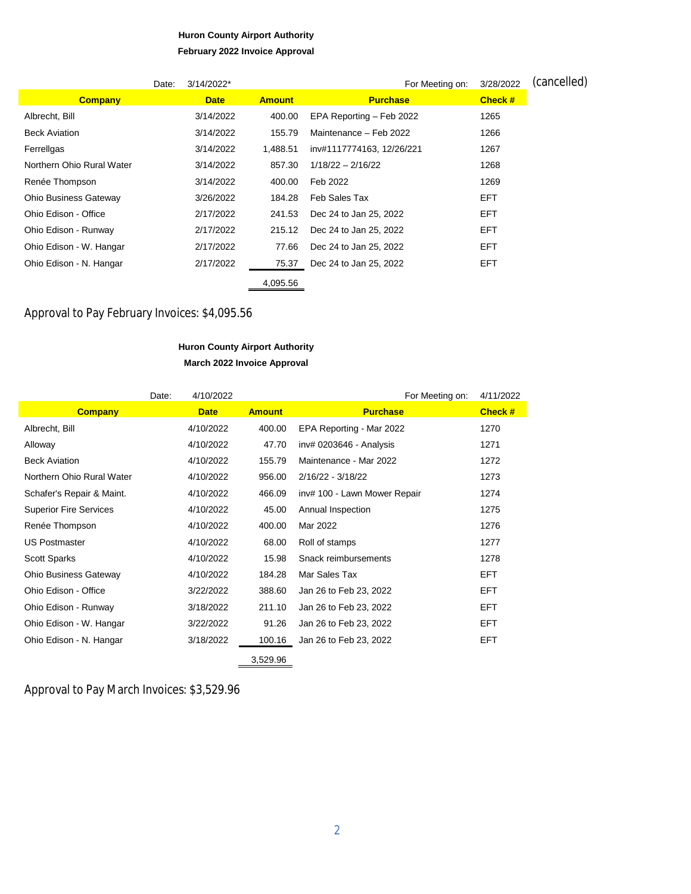**Huron County Airport Authority**

**February 2022 Invoice Approval**

Date: 3/14/2022* | For Meeting on: 3/28/2022 (cancelled)

| Company | Date | Amount | Purchase | Check # |
|---|---|---|---|---|
| Albrecht, Bill | 3/14/2022 | 400.00 | EPA Reporting – Feb 2022 | 1265 |
| Beck Aviation | 3/14/2022 | 155.79 | Maintenance – Feb 2022 | 1266 |
| Ferrellgas | 3/14/2022 | 1,488.51 | inv#1117774163, 12/26/221 | 1267 |
| Northern Ohio Rural Water | 3/14/2022 | 857.30 | 1/18/22 – 2/16/22 | 1268 |
| Renée Thompson | 3/14/2022 | 400.00 | Feb 2022 | 1269 |
| Ohio Business Gateway | 3/26/2022 | 184.28 | Feb Sales Tax | EFT |
| Ohio Edison - Office | 2/17/2022 | 241.53 | Dec 24 to Jan 25, 2022 | EFT |
| Ohio Edison - Runway | 2/17/2022 | 215.12 | Dec 24 to Jan 25, 2022 | EFT |
| Ohio Edison - W. Hangar | 2/17/2022 | 77.66 | Dec 24 to Jan 25, 2022 | EFT |
| Ohio Edison - N. Hangar | 2/17/2022 | 75.37 | Dec 24 to Jan 25, 2022 | EFT |
| | | 4,095.56 | | |

Approval to Pay February Invoices: $4,095.56

**Huron County Airport Authority**

**March 2022 Invoice Approval**

Date: 4/10/2022 | For Meeting on: 4/11/2022

| Company | Date | Amount | Purchase | Check # |
|---|---|---|---|---|
| Albrecht, Bill | 4/10/2022 | 400.00 | EPA Reporting - Mar 2022 | 1270 |
| Alloway | 4/10/2022 | 47.70 | inv# 0203646 - Analysis | 1271 |
| Beck Aviation | 4/10/2022 | 155.79 | Maintenance - Mar 2022 | 1272 |
| Northern Ohio Rural Water | 4/10/2022 | 956.00 | 2/16/22 - 3/18/22 | 1273 |
| Schafer's Repair & Maint. | 4/10/2022 | 466.09 | inv# 100 - Lawn Mower Repair | 1274 |
| Superior Fire Services | 4/10/2022 | 45.00 | Annual Inspection | 1275 |
| Renée Thompson | 4/10/2022 | 400.00 | Mar 2022 | 1276 |
| US Postmaster | 4/10/2022 | 68.00 | Roll of stamps | 1277 |
| Scott Sparks | 4/10/2022 | 15.98 | Snack reimbursements | 1278 |
| Ohio Business Gateway | 4/10/2022 | 184.28 | Mar Sales Tax | EFT |
| Ohio Edison - Office | 3/22/2022 | 388.60 | Jan 26 to Feb 23, 2022 | EFT |
| Ohio Edison - Runway | 3/18/2022 | 211.10 | Jan 26 to Feb 23, 2022 | EFT |
| Ohio Edison - W. Hangar | 3/22/2022 | 91.26 | Jan 26 to Feb 23, 2022 | EFT |
| Ohio Edison - N. Hangar | 3/18/2022 | 100.16 | Jan 26 to Feb 23, 2022 | EFT |
| | | 3,529.96 | | |

Approval to Pay March Invoices: $3,529.96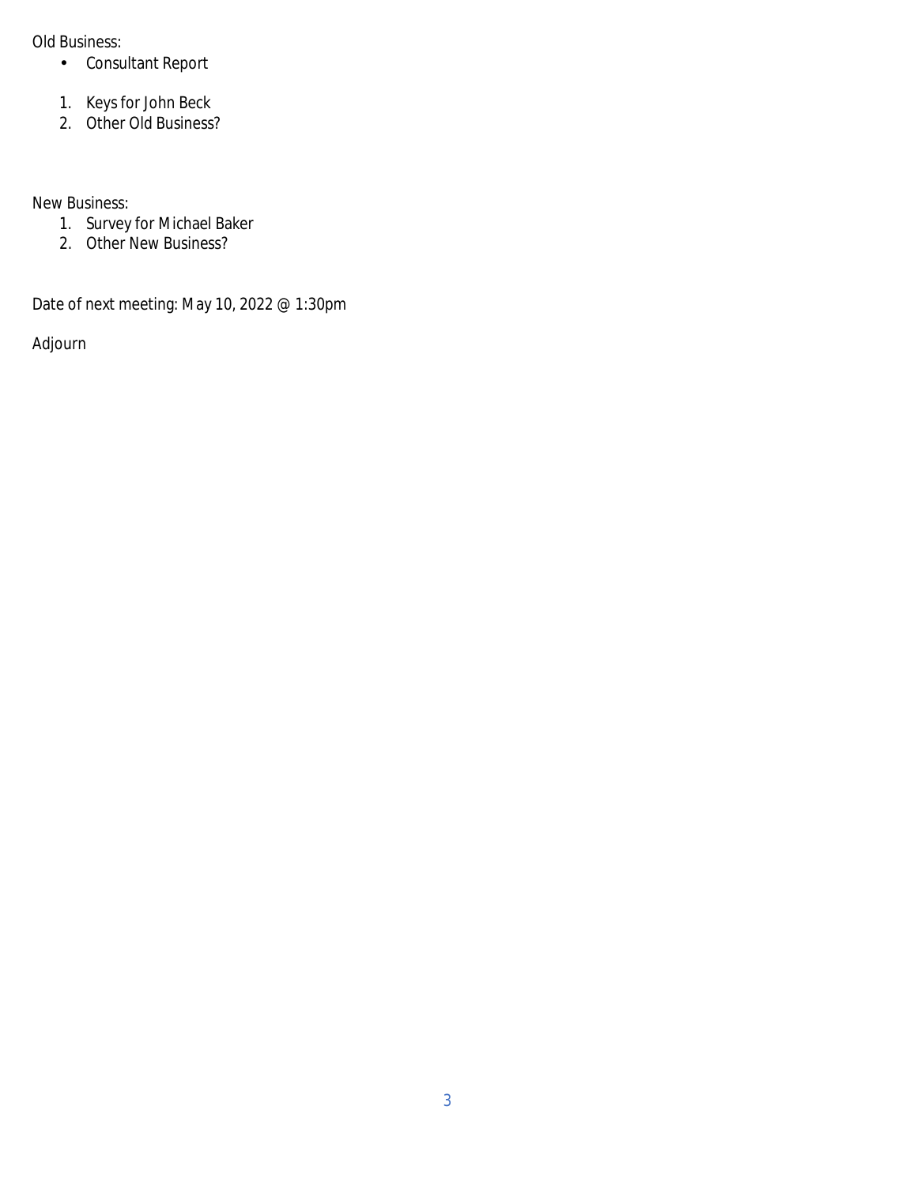Old Business:

- Consultant Report

1. Keys for John Beck
2. Other Old Business?

New Business:

1. Survey for Michael Baker
2. Other New Business?

Date of next meeting: May 10, 2022 @ 1:30pm

Adjourn